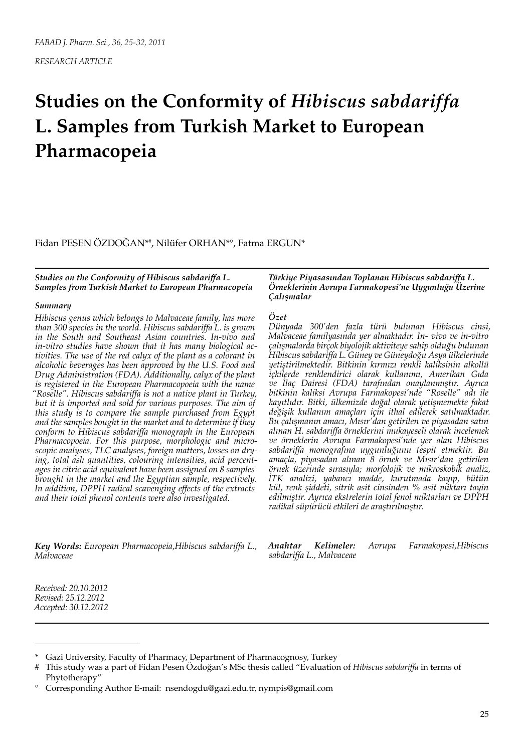*RESEARCH ARTICLE*

# Studies on the Conformity of *Hibiscus sabdariffa* L. Samples from Turkish Market to European Pharmacopeia

Fidan PESEN ÖZDOĞAN[*#], Nilüfer ORHAN[*°], Fatma ERGUN[*]

***Studies on the Conformity of Hibiscus sabdariffa L. Samples from Turkish Market to European Pharmacopeia***

***Summary***

*Hibiscus genus which belongs to Malvaceae family, has more than 300 species in the world. Hibiscus sabdariffa L. is grown in the South and Southeast Asian countries. In-vivo and in-vitro studies have shown that it has many biological activities. The use of the red calyx of the plant as a colorant in alcoholic beverages has been approved by the U.S. Food and Drug Administration (FDA). Additionally, calyx of the plant is registered in the European Pharmacopoeia with the name "Roselle". Hibiscus sabdariffa is not a native plant in Turkey, but it is imported and sold for various purposes. The aim of this study is to compare the sample purchased from Egypt and the samples bought in the market and to determine if they conform to Hibiscus sabdariffa monograph in the European Pharmacopoeia. For this purpose, morphologic and microscopic analyses, TLC analyses, foreign matters, losses on drying, total ash quantities, colouring intensities, acid percentages in citric acid equivalent have been assigned on 8 samples brought in the market and the Egyptian sample, respectively. In addition, DPPH radical scavenging effects of the extracts and their total phenol contents were also investigated.*

***Key Words:*** *European Pharmacopeia,Hibiscus sabdariffa L., Malvaceae*

***Türkiye Piyasasından Toplanan Hibiscus sabdariffa L. Örneklerinin Avrupa Farmakopesi'ne Uygunluğu Üzerine Çalışmalar***

***Özet***

*Dünyada 300'den fazla türü bulunan Hibiscus cinsi, Malvaceae familyasında yer almaktadır. In- vivo ve in-vitro çalışmalarda birçok biyolojik aktiviteye sahip olduğu bulunan Hibiscus sabdariffa L. Güney ve Güneydoğu Asya ülkelerinde yetiştirilmektedir. Bitkinin kırmızı renkli kaliksinin alkollü içkilerde renklendirici olarak kullanımı, Amerikan Gıda ve İlaç Dairesi (FDA) tarafından onaylanmıştır. Ayrıca bitkinin kaliksi Avrupa Farmakopesi'nde "Roselle" adı ile kayıtlıdır. Bitki, ülkemizde doğal olarak yetişmemekte fakat değişik kullanım amaçları için ithal edilerek satılmaktadır. Bu çalışmanın amacı, Mısır'dan getirilen ve piyasadan satın alınan H. sabdariffa örneklerini mukayeseli olarak incelemek ve örneklerin Avrupa Farmakopesi'nde yer alan Hibiscus sabdariffa monografına uygunluğunu tespit etmektir. Bu amaçla, piyasadan alınan 8 örnek ve Mısır'dan getirilen örnek üzerinde sırasıyla; morfolojik ve mikroskobik analiz, İTK analizi, yabancı madde, kurutmada kayıp, bütün kül, renk şiddeti, sitrik asit cinsinden % asit miktarı tayin edilmiştir. Ayrıca ekstrelerin total fenol miktarları ve DPPH radikal süpürücü etkileri de araştırılmıştır.*

***Anahtar Kelimeler:*** *Avrupa Farmakopesi,Hibiscus sabdariffa L., Malvaceae*

*Received: 20.10.2012*
*Revised: 25.12.2012*
*Accepted: 30.12.2012*

---

\* Gazi University, Faculty of Pharmacy, Department of Pharmacognosy, Turkey

\# This study was a part of Fidan Pesen Özdoğan's MSc thesis called "Evaluation of *Hibiscus sabdariffa* in terms of Phytotherapy"

° Corresponding Author E-mail: nsendogdu@gazi.edu.tr, nympis@gmail.com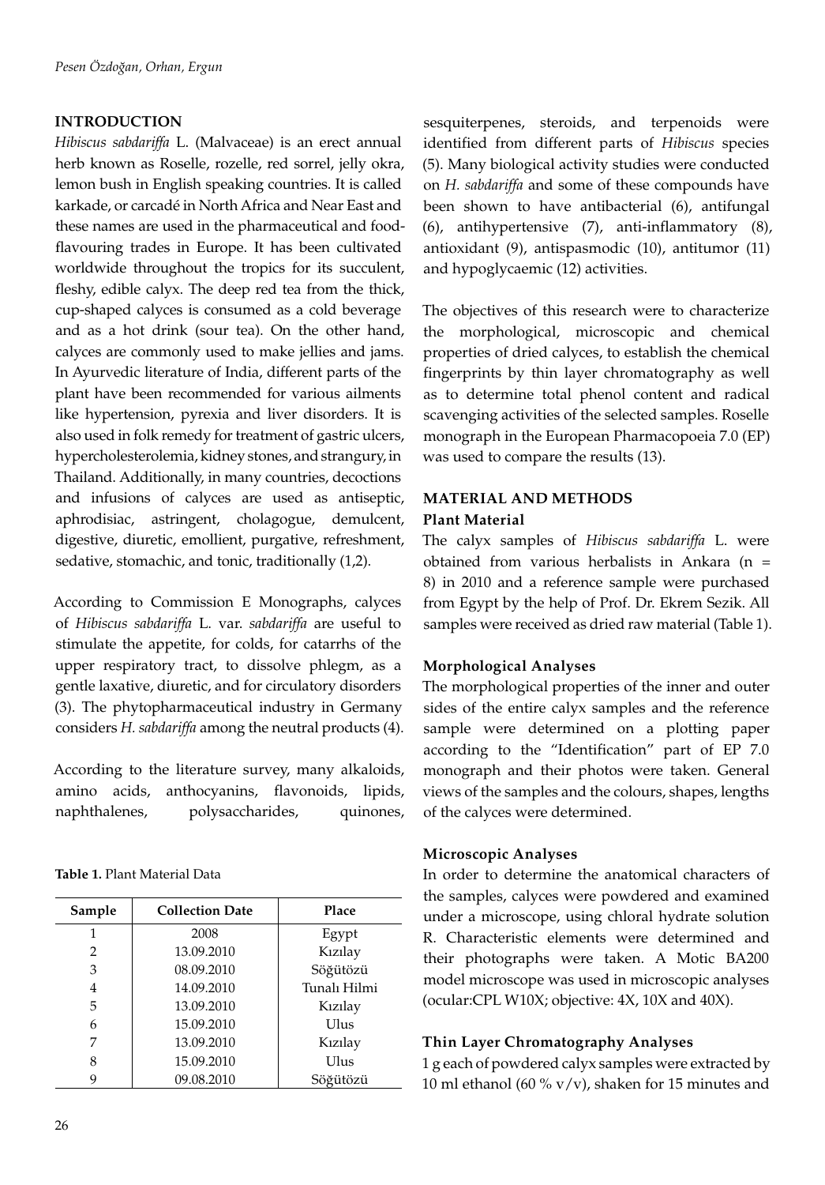## INTRODUCTION

*Hibiscus sabdariffa* L. (Malvaceae) is an erect annual herb known as Roselle, rozelle, red sorrel, jelly okra, lemon bush in English speaking countries. It is called karkade, or carcadé in North Africa and Near East and these names are used in the pharmaceutical and food-flavouring trades in Europe. It has been cultivated worldwide throughout the tropics for its succulent, fleshy, edible calyx. The deep red tea from the thick, cup-shaped calyces is consumed as a cold beverage and as a hot drink (sour tea). On the other hand, calyces are commonly used to make jellies and jams. In Ayurvedic literature of India, different parts of the plant have been recommended for various ailments like hypertension, pyrexia and liver disorders. It is also used in folk remedy for treatment of gastric ulcers, hypercholesterolemia, kidney stones, and strangury, in Thailand. Additionally, in many countries, decoctions and infusions of calyces are used as antiseptic, aphrodisiac, astringent, cholagogue, demulcent, digestive, diuretic, emollient, purgative, refreshment, sedative, stomachic, and tonic, traditionally (1,2).

According to Commission E Monographs, calyces of *Hibiscus sabdariffa* L. var. *sabdariffa* are useful to stimulate the appetite, for colds, for catarrhs of the upper respiratory tract, to dissolve phlegm, as a gentle laxative, diuretic, and for circulatory disorders (3). The phytopharmaceutical industry in Germany considers *H. sabdariffa* among the neutral products (4).

According to the literature survey, many alkaloids, amino acids, anthocyanins, flavonoids, lipids, naphthalenes, polysaccharides, quinones, sesquiterpenes, steroids, and terpenoids were identified from different parts of *Hibiscus* species (5). Many biological activity studies were conducted on *H. sabdariffa* and some of these compounds have been shown to have antibacterial (6), antifungal (6), antihypertensive (7), anti-inflammatory (8), antioxidant (9), antispasmodic (10), antitumor (11) and hypoglycaemic (12) activities.

The objectives of this research were to characterize the morphological, microscopic and chemical properties of dried calyces, to establish the chemical fingerprints by thin layer chromatography as well as to determine total phenol content and radical scavenging activities of the selected samples. Roselle monograph in the European Pharmacopoeia 7.0 (EP) was used to compare the results (13).

## MATERIAL AND METHODS

### Plant Material

The calyx samples of *Hibiscus sabdariffa* L. were obtained from various herbalists in Ankara (n = 8) in 2010 and a reference sample were purchased from Egypt by the help of Prof. Dr. Ekrem Sezik. All samples were received as dried raw material (Table 1).

**Table 1.** Plant Material Data

| Sample | Collection Date | Place |
|---|---|---|
| 1 | 2008 | Egypt |
| 2 | 13.09.2010 | Kızılay |
| 3 | 08.09.2010 | Söğütözü |
| 4 | 14.09.2010 | Tunalı Hilmi |
| 5 | 13.09.2010 | Kızılay |
| 6 | 15.09.2010 | Ulus |
| 7 | 13.09.2010 | Kızılay |
| 8 | 15.09.2010 | Ulus |
| 9 | 09.08.2010 | Söğütözü |

### Morphological Analyses

The morphological properties of the inner and outer sides of the entire calyx samples and the reference sample were determined on a plotting paper according to the "Identification" part of EP 7.0 monograph and their photos were taken. General views of the samples and the colours, shapes, lengths of the calyces were determined.

### Microscopic Analyses

In order to determine the anatomical characters of the samples, calyces were powdered and examined under a microscope, using chloral hydrate solution R. Characteristic elements were determined and their photographs were taken. A Motic BA200 model microscope was used in microscopic analyses (ocular:CPL W10X; objective: 4X, 10X and 40X).

### Thin Layer Chromatography Analyses

1 g each of powdered calyx samples were extracted by 10 ml ethanol (60 % v/v), shaken for 15 minutes and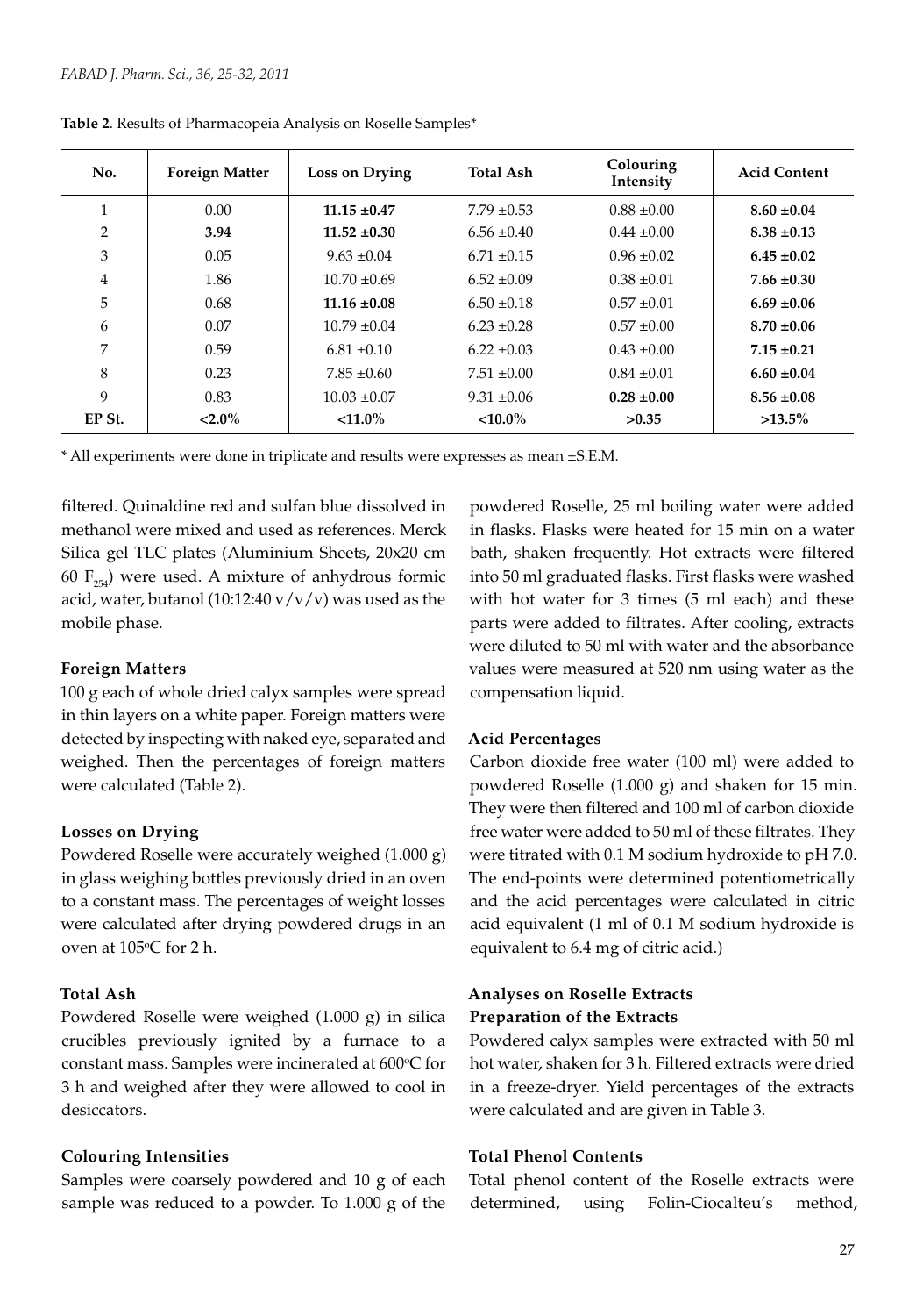**Table 2**. Results of Pharmacopeia Analysis on Roselle Samples*

| No. | Foreign Matter | Loss on Drying | Total Ash | Colouring Intensity | Acid Content |
|---|---|---|---|---|---|
| 1 | 0.00 | **11.15 ±0.47** | 7.79 ±0.53 | 0.88 ±0.00 | **8.60 ±0.04** |
| 2 | **3.94** | **11.52 ±0.30** | 6.56 ±0.40 | 0.44 ±0.00 | **8.38 ±0.13** |
| 3 | 0.05 | 9.63 ±0.04 | 6.71 ±0.15 | 0.96 ±0.02 | **6.45 ±0.02** |
| 4 | 1.86 | 10.70 ±0.69 | 6.52 ±0.09 | 0.38 ±0.01 | **7.66 ±0.30** |
| 5 | 0.68 | **11.16 ±0.08** | 6.50 ±0.18 | 0.57 ±0.01 | **6.69 ±0.06** |
| 6 | 0.07 | 10.79 ±0.04 | 6.23 ±0.28 | 0.57 ±0.00 | **8.70 ±0.06** |
| 7 | 0.59 | 6.81 ±0.10 | 6.22 ±0.03 | 0.43 ±0.00 | **7.15 ±0.21** |
| 8 | 0.23 | 7.85 ±0.60 | 7.51 ±0.00 | 0.84 ±0.01 | **6.60 ±0.04** |
| 9 | 0.83 | 10.03 ±0.07 | 9.31 ±0.06 | **0.28 ±0.00** | **8.56 ±0.08** |
| **EP St.** | **<2.0%** | **<11.0%** | **<10.0%** | **>0.35** | **>13.5%** |

* All experiments were done in triplicate and results were expresses as mean ±S.E.M.

filtered. Quinaldine red and sulfan blue dissolved in methanol were mixed and used as references. Merck Silica gel TLC plates (Aluminium Sheets, 20x20 cm 60 $F_{254}$) were used. A mixture of anhydrous formic acid, water, butanol (10:12:40 v/v/v) was used as the mobile phase.

**Foreign Matters**

100 g each of whole dried calyx samples were spread in thin layers on a white paper. Foreign matters were detected by inspecting with naked eye, separated and weighed. Then the percentages of foreign matters were calculated (Table 2).

**Losses on Drying**

Powdered Roselle were accurately weighed (1.000 g) in glass weighing bottles previously dried in an oven to a constant mass. The percentages of weight losses were calculated after drying powdered drugs in an oven at 105°C for 2 h.

**Total Ash**

Powdered Roselle were weighed (1.000 g) in silica crucibles previously ignited by a furnace to a constant mass. Samples were incinerated at 600°C for 3 h and weighed after they were allowed to cool in desiccators.

**Colouring Intensities**

Samples were coarsely powdered and 10 g of each sample was reduced to a powder. To 1.000 g of the powdered Roselle, 25 ml boiling water were added in flasks. Flasks were heated for 15 min on a water bath, shaken frequently. Hot extracts were filtered into 50 ml graduated flasks. First flasks were washed with hot water for 3 times (5 ml each) and these parts were added to filtrates. After cooling, extracts were diluted to 50 ml with water and the absorbance values were measured at 520 nm using water as the compensation liquid.

**Acid Percentages**

Carbon dioxide free water (100 ml) were added to powdered Roselle (1.000 g) and shaken for 15 min. They were then filtered and 100 ml of carbon dioxide free water were added to 50 ml of these filtrates. They were titrated with 0.1 M sodium hydroxide to pH 7.0. The end-points were determined potentiometrically and the acid percentages were calculated in citric acid equivalent (1 ml of 0.1 M sodium hydroxide is equivalent to 6.4 mg of citric acid.)

**Analyses on Roselle Extracts**

**Preparation of the Extracts**

Powdered calyx samples were extracted with 50 ml hot water, shaken for 3 h. Filtered extracts were dried in a freeze-dryer. Yield percentages of the extracts were calculated and are given in Table 3.

**Total Phenol Contents**

Total phenol content of the Roselle extracts were determined, using Folin-Ciocalteu's method,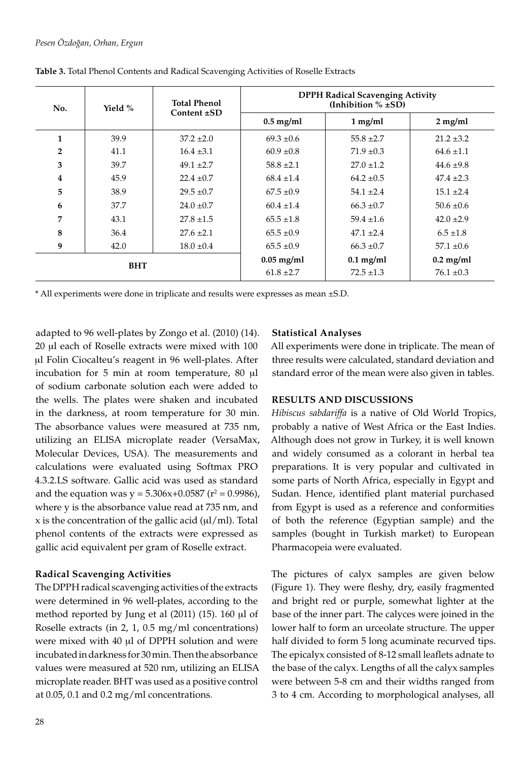**Table 3.** Total Phenol Contents and Radical Scavenging Activities of Roselle Extracts

| No. | Yield % | Total Phenol Content ±SD | DPPH Radical Scavenging Activity (Inhibition % ±SD) | | |
|---|---|---|---|---|---|
| | | | 0.5 mg/ml | 1 mg/ml | 2 mg/ml |
| 1 | 39.9 | 37.2 ±2.0 | 69.3 ±0.6 | 55.8 ±2.7 | 21.2 ±3.2 |
| 2 | 41.1 | 16.4 ±3.1 | 60.9 ±0.8 | 71.9 ±0.3 | 64.6 ±1.1 |
| 3 | 39.7 | 49.1 ±2.7 | 58.8 ±2.1 | 27.0 ±1.2 | 44.6 ±9.8 |
| 4 | 45.9 | 22.4 ±0.7 | 68.4 ±1.4 | 64.2 ±0.5 | 47.4 ±2.3 |
| 5 | 38.9 | 29.5 ±0.7 | 67.5 ±0.9 | 54.1 ±2.4 | 15.1 ±2.4 |
| 6 | 37.7 | 24.0 ±0.7 | 60.4 ±1.4 | 66.3 ±0.7 | 50.6 ±0.6 |
| 7 | 43.1 | 27.8 ±1.5 | 65.5 ±1.8 | 59.4 ±1.6 | 42.0 ±2.9 |
| 8 | 36.4 | 27.6 ±2.1 | 65.5 ±0.9 | 47.1 ±2.4 | 6.5 ±1.8 |
| 9 | 42.0 | 18.0 ±0.4 | 65.5 ±0.9 | 66.3 ±0.7 | 57.1 ±0.6 |
| BHT | | | 0.05 mg/ml | 0.1 mg/ml | 0.2 mg/ml |
| | | | 61.8 ±2.7 | 72.5 ±1.3 | 76.1 ±0.3 |

\* All experiments were done in triplicate and results were expresses as mean ±S.D.

adapted to 96 well-plates by Zongo et al. (2010) (14). 20 μl each of Roselle extracts were mixed with 100 μl Folin Ciocalteu's reagent in 96 well-plates. After incubation for 5 min at room temperature, 80 μl of sodium carbonate solution each were added to the wells. The plates were shaken and incubated in the darkness, at room temperature for 30 min. The absorbance values were measured at 735 nm, utilizing an ELISA microplate reader (VersaMax, Molecular Devices, USA). The measurements and calculations were evaluated using Softmax PRO 4.3.2.LS software. Gallic acid was used as standard and the equation was $y = 5.306x+0.0587$ ($r^2 = 0.9986$), where y is the absorbance value read at 735 nm, and x is the concentration of the gallic acid (μl/ml). Total phenol contents of the extracts were expressed as gallic acid equivalent per gram of Roselle extract.

### Radical Scavenging Activities

The DPPH radical scavenging activities of the extracts were determined in 96 well-plates, according to the method reported by Jung et al (2011) (15). 160 μl of Roselle extracts (in 2, 1, 0.5 mg/ml concentrations) were mixed with 40 μl of DPPH solution and were incubated in darkness for 30 min. Then the absorbance values were measured at 520 nm, utilizing an ELISA microplate reader. BHT was used as a positive control at 0.05, 0.1 and 0.2 mg/ml concentrations.

### Statistical Analyses

All experiments were done in triplicate. The mean of three results were calculated, standard deviation and standard error of the mean were also given in tables.

## RESULTS AND DISCUSSIONS

*Hibiscus sabdariffa* is a native of Old World Tropics, probably a native of West Africa or the East Indies. Although does not grow in Turkey, it is well known and widely consumed as a colorant in herbal tea preparations. It is very popular and cultivated in some parts of North Africa, especially in Egypt and Sudan. Hence, identified plant material purchased from Egypt is used as a reference and conformities of both the reference (Egyptian sample) and the samples (bought in Turkish market) to European Pharmacopeia were evaluated.

The pictures of calyx samples are given below (Figure 1). They were fleshy, dry, easily fragmented and bright red or purple, somewhat lighter at the base of the inner part. The calyces were joined in the lower half to form an urceolate structure. The upper half divided to form 5 long acuminate recurved tips. The epicalyx consisted of 8-12 small leaflets adnate to the base of the calyx. Lengths of all the calyx samples were between 5-8 cm and their widths ranged from 3 to 4 cm. According to morphological analyses, all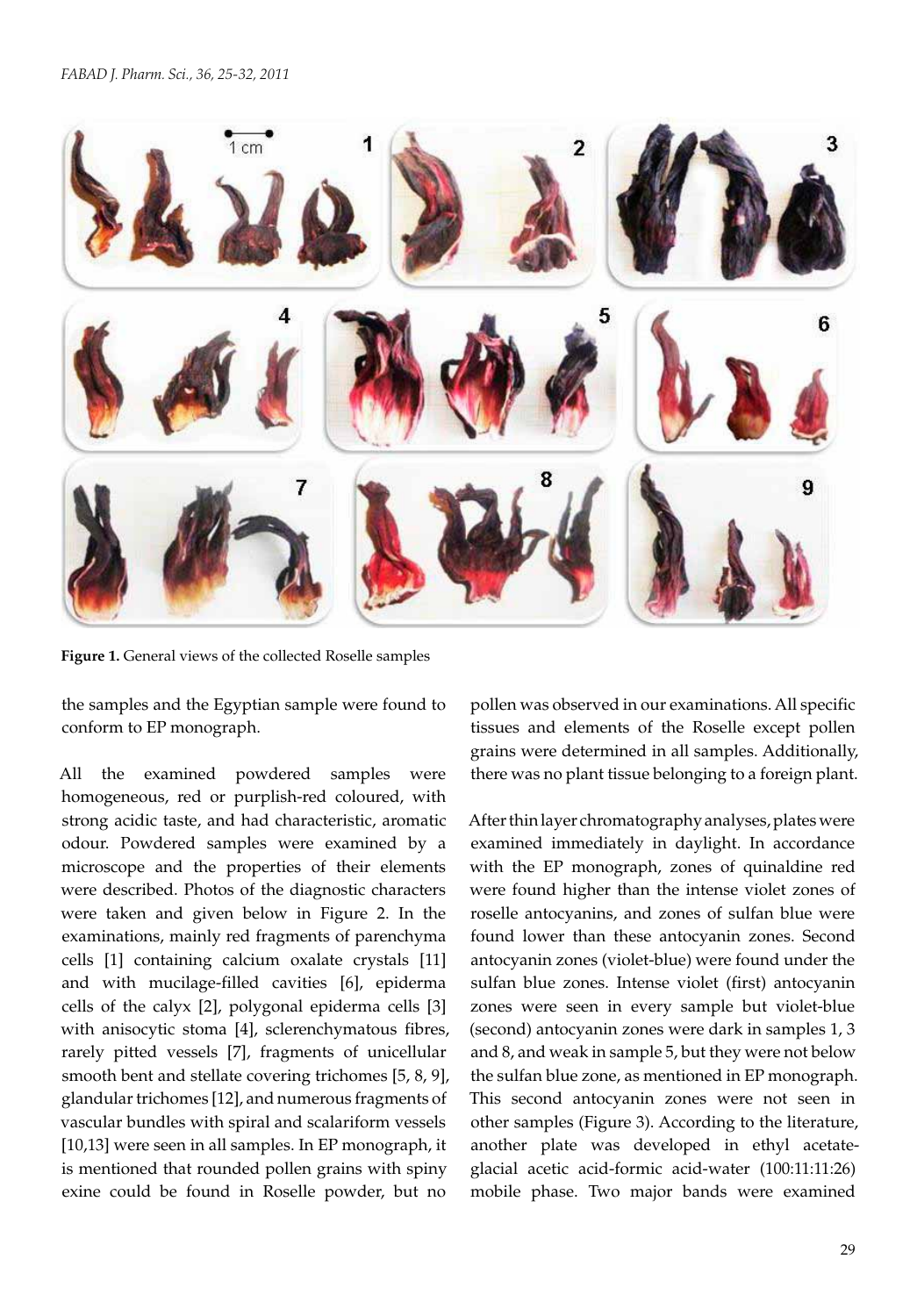**Figure 1.** General views of the collected Roselle samples

the samples and the Egyptian sample were found to conform to EP monograph.

All the examined powdered samples were homogeneous, red or purplish-red coloured, with strong acidic taste, and had characteristic, aromatic odour. Powdered samples were examined by a microscope and the properties of their elements were described. Photos of the diagnostic characters were taken and given below in Figure 2. In the examinations, mainly red fragments of parenchyma cells [1] containing calcium oxalate crystals [11] and with mucilage-filled cavities [6], epiderma cells of the calyx [2], polygonal epiderma cells [3] with anisocytic stoma [4], sclerenchymatous fibres, rarely pitted vessels [7], fragments of unicellular smooth bent and stellate covering trichomes [5, 8, 9], glandular trichomes [12], and numerous fragments of vascular bundles with spiral and scalariform vessels [10,13] were seen in all samples. In EP monograph, it is mentioned that rounded pollen grains with spiny exine could be found in Roselle powder, but no pollen was observed in our examinations. All specific tissues and elements of the Roselle except pollen grains were determined in all samples. Additionally, there was no plant tissue belonging to a foreign plant.

After thin layer chromatography analyses, plates were examined immediately in daylight. In accordance with the EP monograph, zones of quinaldine red were found higher than the intense violet zones of roselle antocyanins, and zones of sulfan blue were found lower than these antocyanin zones. Second antocyanin zones (violet-blue) were found under the sulfan blue zones. Intense violet (first) antocyanin zones were seen in every sample but violet-blue (second) antocyanin zones were dark in samples 1, 3 and 8, and weak in sample 5, but they were not below the sulfan blue zone, as mentioned in EP monograph. This second antocyanin zones were not seen in other samples (Figure 3). According to the literature, another plate was developed in ethyl acetate-glacial acetic acid-formic acid-water (100:11:11:26) mobile phase. Two major bands were examined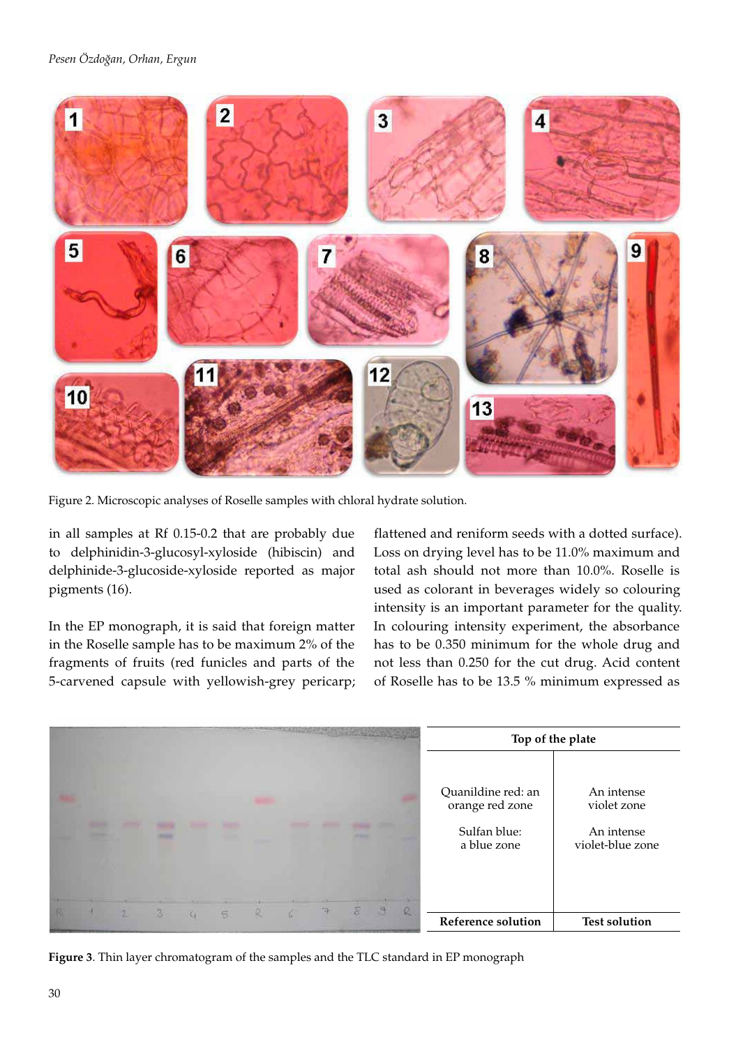Figure 2. Microscopic analyses of Roselle samples with chloral hydrate solution.

in all samples at Rf 0.15-0.2 that are probably due to delphinidin-3-glucosyl-xyloside (hibiscin) and delphinide-3-glucoside-xyloside reported as major pigments (16).

In the EP monograph, it is said that foreign matter in the Roselle sample has to be maximum 2% of the fragments of fruits (red funicles and parts of the 5-carvened capsule with yellowish-grey pericarp; flattened and reniform seeds with a dotted surface). Loss on drying level has to be 11.0% maximum and total ash should not more than 10.0%. Roselle is used as colorant in beverages widely so colouring intensity is an important parameter for the quality. In colouring intensity experiment, the absorbance has to be 0.350 minimum for the whole drug and not less than 0.250 for the cut drug. Acid content of Roselle has to be 13.5 % minimum expressed as

| Top of the plate | |
|---|---|
| Quanildine red: an orange red zone | An intense violet zone |
| Sulfan blue: a blue zone | An intense violet-blue zone |
| **Reference solution** | **Test solution** |

**Figure 3**. Thin layer chromatogram of the samples and the TLC standard in EP monograph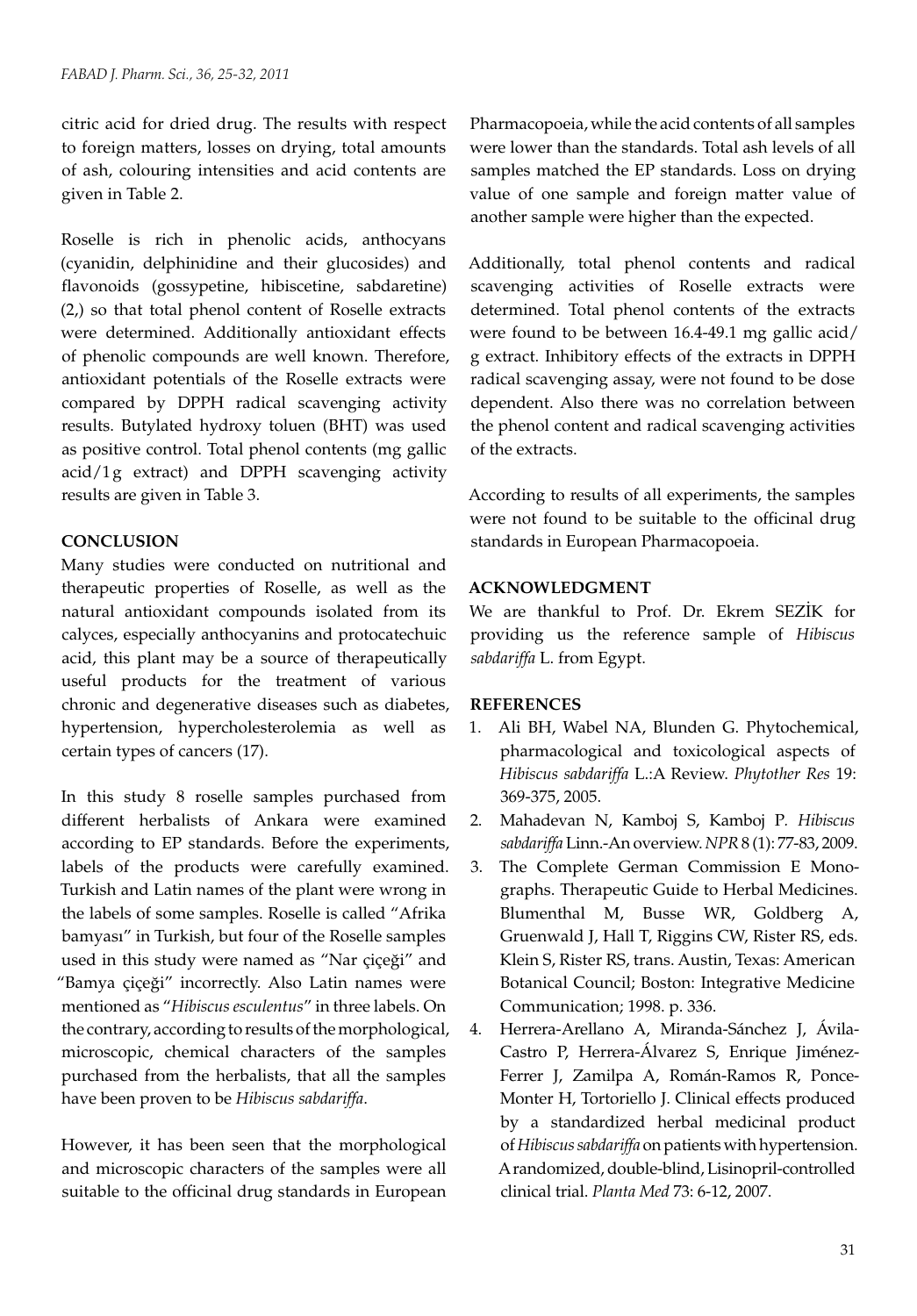citric acid for dried drug. The results with respect to foreign matters, losses on drying, total amounts of ash, colouring intensities and acid contents are given in Table 2.

Roselle is rich in phenolic acids, anthocyans (cyanidin, delphinidine and their glucosides) and flavonoids (gossypetine, hibiscetine, sabdaretine) (2,) so that total phenol content of Roselle extracts were determined. Additionally antioxidant effects of phenolic compounds are well known. Therefore, antioxidant potentials of the Roselle extracts were compared by DPPH radical scavenging activity results. Butylated hydroxy toluen (BHT) was used as positive control. Total phenol contents (mg gallic acid/1g extract) and DPPH scavenging activity results are given in Table 3.

## CONCLUSION

Many studies were conducted on nutritional and therapeutic properties of Roselle, as well as the natural antioxidant compounds isolated from its calyces, especially anthocyanins and protocatechuic acid, this plant may be a source of therapeutically useful products for the treatment of various chronic and degenerative diseases such as diabetes, hypertension, hypercholesterolemia as well as certain types of cancers (17).

In this study 8 roselle samples purchased from different herbalists of Ankara were examined according to EP standards. Before the experiments, labels of the products were carefully examined. Turkish and Latin names of the plant were wrong in the labels of some samples. Roselle is called "Afrika bamyası" in Turkish, but four of the Roselle samples used in this study were named as "Nar çiçeği" and "Bamya çiçeği" incorrectly. Also Latin names were mentioned as "*Hibiscus esculentus*" in three labels. On the contrary, according to results of the morphological, microscopic, chemical characters of the samples purchased from the herbalists, that all the samples have been proven to be *Hibiscus sabdariffa*.

However, it has been seen that the morphological and microscopic characters of the samples were all suitable to the officinal drug standards in European Pharmacopoeia, while the acid contents of all samples were lower than the standards. Total ash levels of all samples matched the EP standards. Loss on drying value of one sample and foreign matter value of another sample were higher than the expected.

Additionally, total phenol contents and radical scavenging activities of Roselle extracts were determined. Total phenol contents of the extracts were found to be between 16.4-49.1 mg gallic acid/g extract. Inhibitory effects of the extracts in DPPH radical scavenging assay, were not found to be dose dependent. Also there was no correlation between the phenol content and radical scavenging activities of the extracts.

According to results of all experiments, the samples were not found to be suitable to the officinal drug standards in European Pharmacopoeia.

## ACKNOWLEDGMENT

We are thankful to Prof. Dr. Ekrem SEZİK for providing us the reference sample of *Hibiscus sabdariffa* L. from Egypt.

## REFERENCES

1. Ali BH, Wabel NA, Blunden G. Phytochemical, pharmacological and toxicological aspects of *Hibiscus sabdariffa* L.:A Review. *Phytother Res* 19: 369-375, 2005.
2. Mahadevan N, Kamboj S, Kamboj P. *Hibiscus sabdariffa* Linn.-An overview. *NPR* 8 (1): 77-83, 2009.
3. The Complete German Commission E Monographs. Therapeutic Guide to Herbal Medicines. Blumenthal M, Busse WR, Goldberg A, Gruenwald J, Hall T, Riggins CW, Rister RS, eds. Klein S, Rister RS, trans. Austin, Texas: American Botanical Council; Boston: Integrative Medicine Communication; 1998. p. 336.
4. Herrera-Arellano A, Miranda-Sánchez J, Ávila-Castro P, Herrera-Álvarez S, Enrique Jiménez-Ferrer J, Zamilpa A, Román-Ramos R, Ponce-Monter H, Tortoriello J. Clinical effects produced by a standardized herbal medicinal product of *Hibiscus sabdariffa* on patients with hypertension. A randomized, double-blind, Lisinopril-controlled clinical trial. *Planta Med* 73: 6-12, 2007.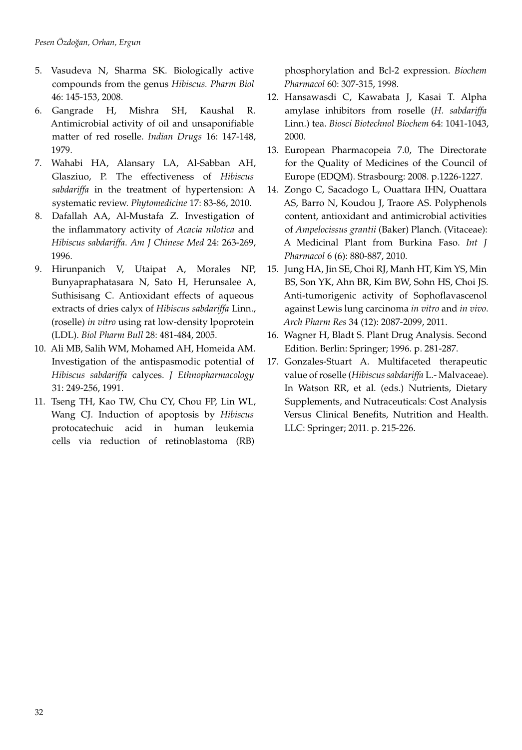5. Vasudeva N, Sharma SK. Biologically active compounds from the genus *Hibiscus. Pharm Biol* 46: 145-153, 2008.
6. Gangrade H, Mishra SH, Kaushal R. Antimicrobial activity of oil and unsaponifiable matter of red roselle. *Indian Drugs* 16: 147-148, 1979.
7. Wahabi HA, Alansary LA, Al-Sabban AH, Glasziuo, P. The effectiveness of *Hibiscus sabdariffa* in the treatment of hypertension: A systematic review. *Phytomedicine* 17: 83-86, 2010.
8. Dafallah AA, Al-Mustafa Z. Investigation of the inflammatory activity of *Acacia nilotica* and *Hibiscus sabdariffa*. *Am J Chinese Med* 24: 263-269, 1996.
9. Hirunpanich V, Utaipat A, Morales NP, Bunyapraphatasara N, Sato H, Herunsalee A, Suthisisang C. Antioxidant effects of aqueous extracts of dries calyx of *Hibiscus sabdariffa* Linn., (roselle) *in vitro* using rat low-density lpoprotein (LDL). *Biol Pharm Bull* 28: 481-484, 2005.
10. Ali MB, Salih WM, Mohamed AH, Homeida AM. Investigation of the antispasmodic potential of *Hibiscus sabdariffa* calyces. *J Ethnopharmacology* 31: 249-256, 1991.
11. Tseng TH, Kao TW, Chu CY, Chou FP, Lin WL, Wang CJ. Induction of apoptosis by *Hibiscus* protocatechuic acid in human leukemia cells via reduction of retinoblastoma (RB) phosphorylation and Bcl-2 expression. *Biochem Pharmacol* 60: 307-315, 1998.
12. Hansawasdi C, Kawabata J, Kasai T. Alpha amylase inhibitors from roselle (*H. sabdariffa* Linn.) tea. *Biosci Biotechnol Biochem* 64: 1041-1043, 2000.
13. European Pharmacopeia 7.0, The Directorate for the Quality of Medicines of the Council of Europe (EDQM). Strasbourg: 2008. p.1226-1227.
14. Zongo C, Sacadogo L, Ouattara IHN, Ouattara AS, Barro N, Koudou J, Traore AS. Polyphenols content, antioxidant and antimicrobial activities of *Ampelocissus grantii* (Baker) Planch. (Vitaceae): A Medicinal Plant from Burkina Faso. *Int J Pharmacol* 6 (6): 880-887, 2010.
15. Jung HA, Jin SE, Choi RJ, Manh HT, Kim YS, Min BS, Son YK, Ahn BR, Kim BW, Sohn HS, Choi JS. Anti-tumorigenic activity of Sophoflavascenol against Lewis lung carcinoma *in vitro* and *in vivo*. *Arch Pharm Res* 34 (12): 2087-2099, 2011.
16. Wagner H, Bladt S. Plant Drug Analysis. Second Edition. Berlin: Springer; 1996. p. 281-287.
17. Gonzales-Stuart A. Multifaceted therapeutic value of roselle (*Hibiscus sabdariffa* L.- Malvaceae). In Watson RR, et al. (eds.) Nutrients, Dietary Supplements, and Nutraceuticals: Cost Analysis Versus Clinical Benefits, Nutrition and Health. LLC: Springer; 2011. p. 215-226.